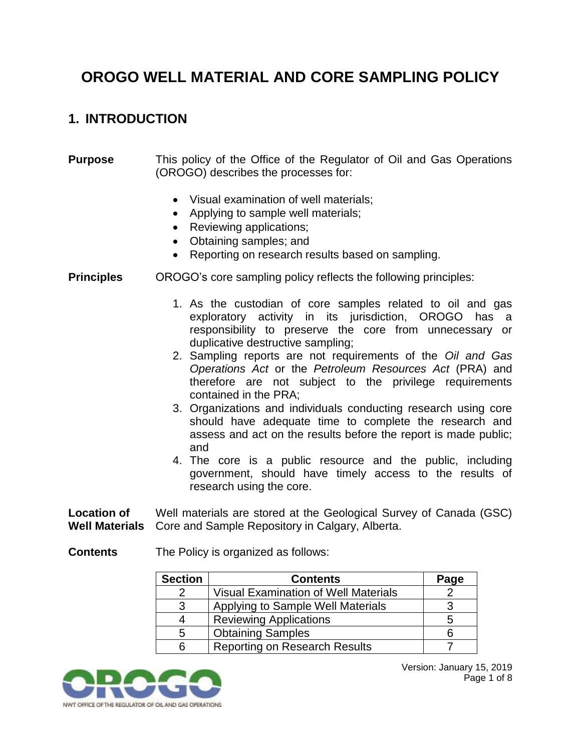# OROGO WELL MATERIAL AND CORE SAMPLING POLICY

## 1. INTRODUCTION

**Purpose**

This policy of the Office of the Regulator of Oil and Gas Operations (OROGO) describes the processes for:

- Visual examination of well materials;
- Applying to sample well materials;
- Reviewing applications;
- Obtaining samples; and
- Reporting on research results based on sampling.

**Principles**

OROGO's core sampling policy reflects the following principles:

1. As the custodian of core samples related to oil and gas exploratory activity in its jurisdiction, OROGO has a responsibility to preserve the core from unnecessary or duplicative destructive sampling;
2. Sampling reports are not requirements of the *Oil and Gas Operations Act* or the *Petroleum Resources Act* (PRA) and therefore are not subject to the privilege requirements contained in the PRA;
3. Organizations and individuals conducting research using core should have adequate time to complete the research and assess and act on the results before the report is made public; and
4. The core is a public resource and the public, including government, should have timely access to the results of research using the core.

**Location of Well Materials**

Well materials are stored at the Geological Survey of Canada (GSC) Core and Sample Repository in Calgary, Alberta.

**Contents**

The Policy is organized as follows:

| Section | Contents | Page |
|---|---|---|
| 2 | Visual Examination of Well Materials | 2 |
| 3 | Applying to Sample Well Materials | 3 |
| 4 | Reviewing Applications | 5 |
| 5 | Obtaining Samples | 6 |
| 6 | Reporting on Research Results | 7 |

Version: January 15, 2019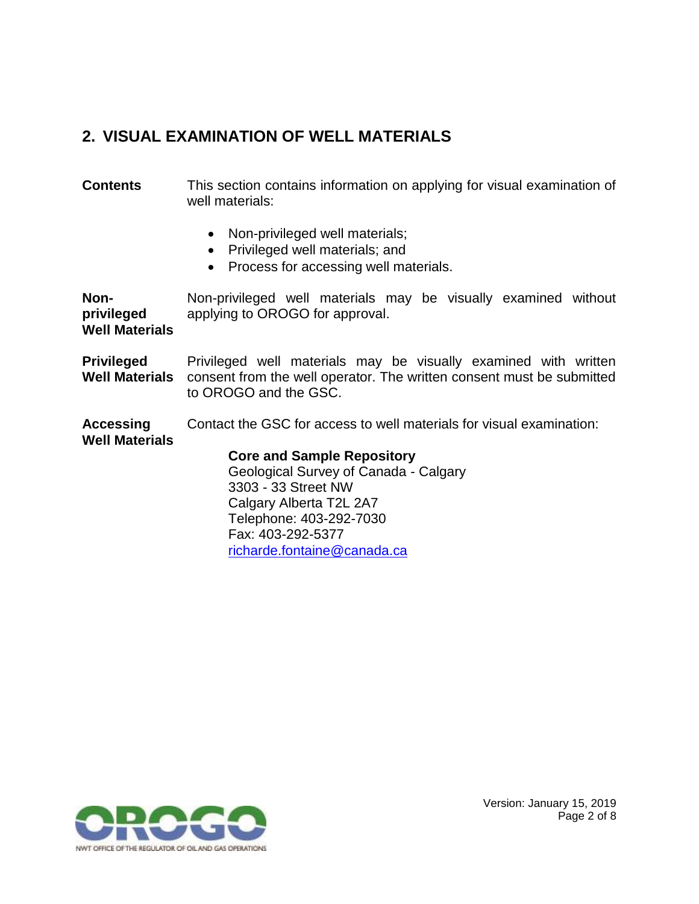## 2. VISUAL EXAMINATION OF WELL MATERIALS

**Contents**

This section contains information on applying for visual examination of well materials:

- Non-privileged well materials;
- Privileged well materials; and
- Process for accessing well materials.

**Non-privileged Well Materials**

Non-privileged well materials may be visually examined without applying to OROGO for approval.

**Privileged Well Materials**

Privileged well materials may be visually examined with written consent from the well operator. The written consent must be submitted to OROGO and the GSC.

**Accessing Well Materials**

Contact the GSC for access to well materials for visual examination:

**Core and Sample Repository**
Geological Survey of Canada - Calgary
3303 - 33 Street NW
Calgary Alberta T2L 2A7
Telephone: 403-292-7030
Fax: 403-292-5377
richarde.fontaine@canada.ca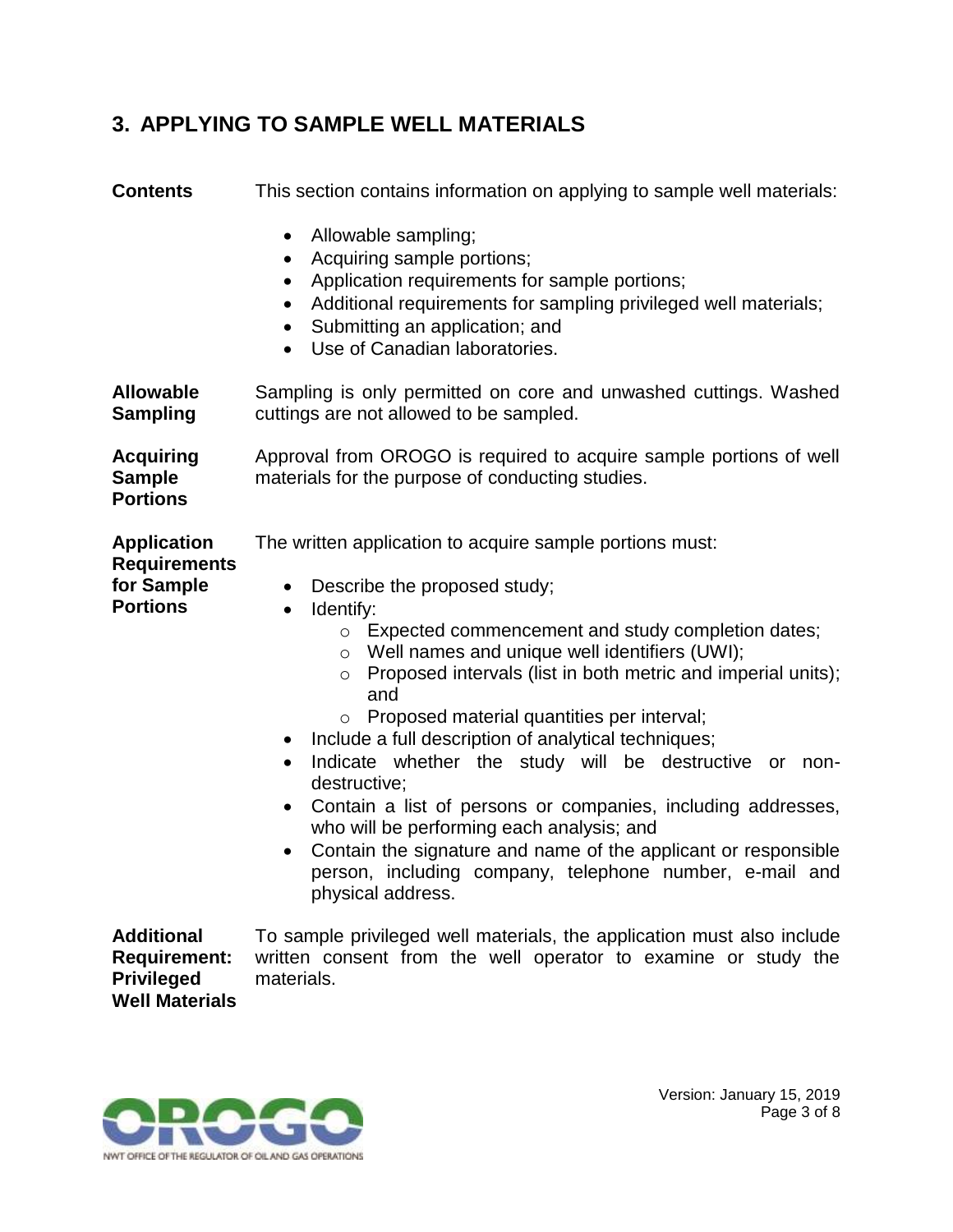## 3. APPLYING TO SAMPLE WELL MATERIALS

**Contents**

This section contains information on applying to sample well materials:

- Allowable sampling;
- Acquiring sample portions;
- Application requirements for sample portions;
- Additional requirements for sampling privileged well materials;
- Submitting an application; and
- Use of Canadian laboratories.

**Allowable Sampling**

Sampling is only permitted on core and unwashed cuttings. Washed cuttings are not allowed to be sampled.

**Acquiring Sample Portions**

Approval from OROGO is required to acquire sample portions of well materials for the purpose of conducting studies.

**Application Requirements for Sample Portions**

The written application to acquire sample portions must:

- Describe the proposed study;
- Identify:
  - Expected commencement and study completion dates;
  - Well names and unique well identifiers (UWI);
  - Proposed intervals (list in both metric and imperial units); and
  - Proposed material quantities per interval;
- Include a full description of analytical techniques;
- Indicate whether the study will be destructive or non-destructive;
- Contain a list of persons or companies, including addresses, who will be performing each analysis; and
- Contain the signature and name of the applicant or responsible person, including company, telephone number, e-mail and physical address.

**Additional Requirement: Privileged Well Materials**

To sample privileged well materials, the application must also include written consent from the well operator to examine or study the materials.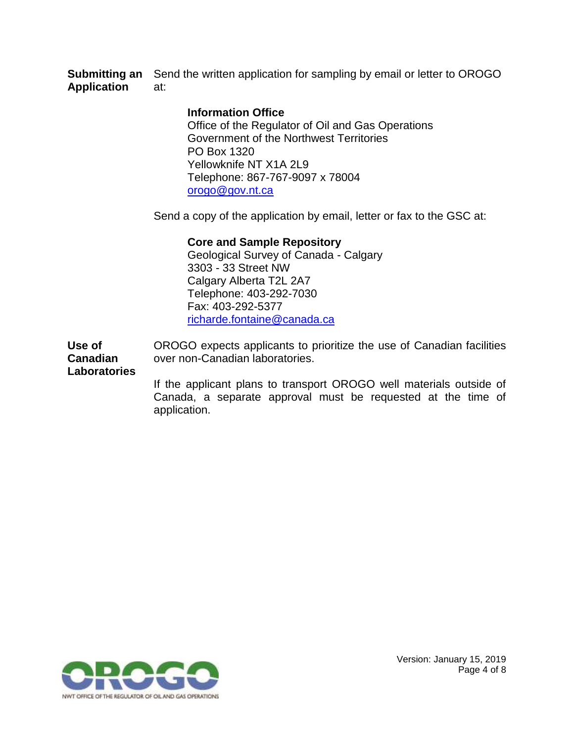**Submitting an Application**

Send the written application for sampling by email or letter to OROGO at:

> **Information Office**
> Office of the Regulator of Oil and Gas Operations
> Government of the Northwest Territories
> PO Box 1320
> Yellowknife NT X1A 2L9
> Telephone: 867-767-9097 x 78004
> orogo@gov.nt.ca

Send a copy of the application by email, letter or fax to the GSC at:

> **Core and Sample Repository**
> Geological Survey of Canada - Calgary
> 3303 - 33 Street NW
> Calgary Alberta T2L 2A7
> Telephone: 403-292-7030
> Fax: 403-292-5377
> richarde.fontaine@canada.ca

**Use of Canadian Laboratories**

OROGO expects applicants to prioritize the use of Canadian facilities over non-Canadian laboratories.

If the applicant plans to transport OROGO well materials outside of Canada, a separate approval must be requested at the time of application.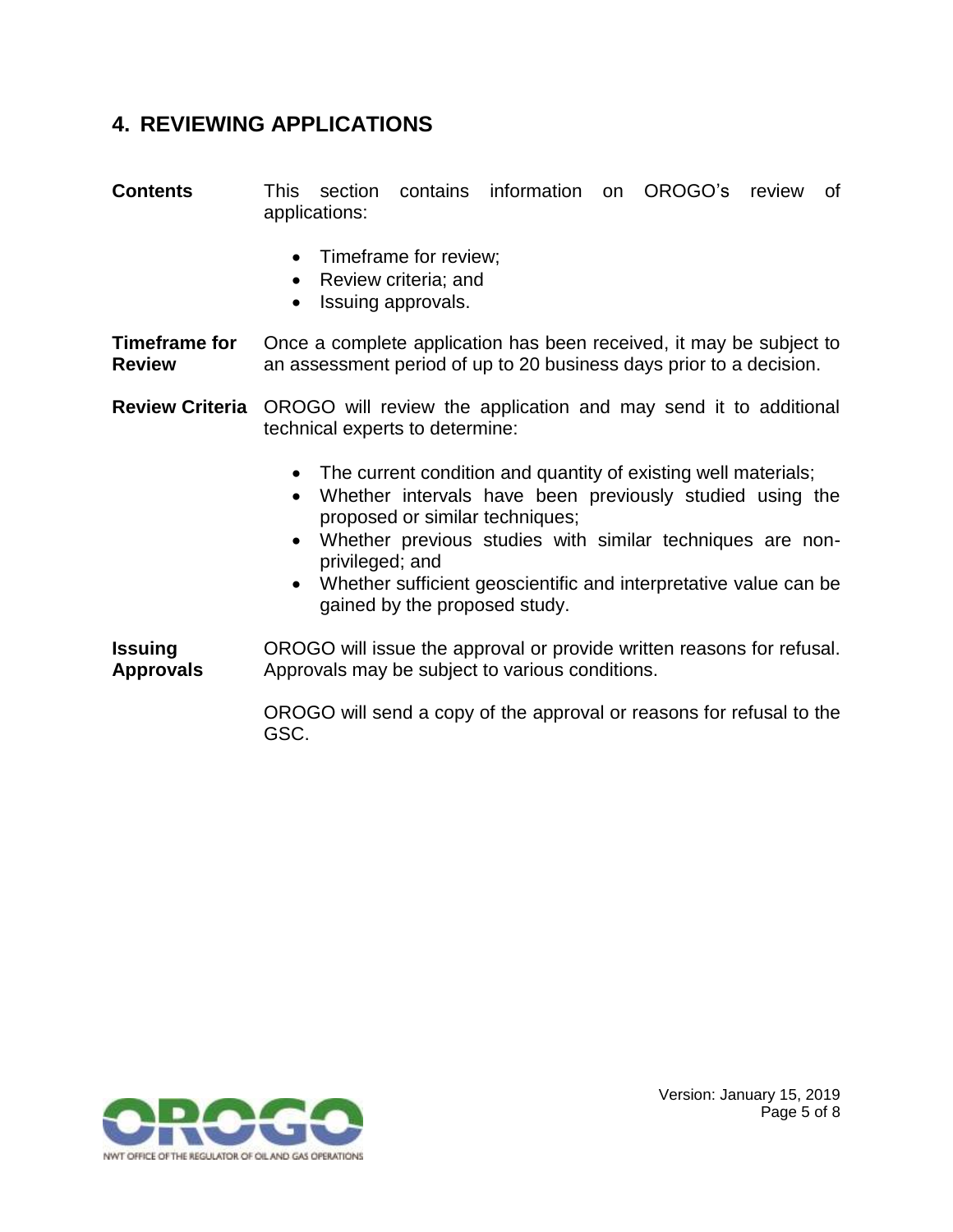## 4. REVIEWING APPLICATIONS

**Contents**

This section contains information on OROGO's review of applications:

- Timeframe for review;
- Review criteria; and
- Issuing approvals.

**Timeframe for Review**

Once a complete application has been received, it may be subject to an assessment period of up to 20 business days prior to a decision.

**Review Criteria**

OROGO will review the application and may send it to additional technical experts to determine:

- The current condition and quantity of existing well materials;
- Whether intervals have been previously studied using the proposed or similar techniques;
- Whether previous studies with similar techniques are non-privileged; and
- Whether sufficient geoscientific and interpretative value can be gained by the proposed study.

**Issuing Approvals**

OROGO will issue the approval or provide written reasons for refusal. Approvals may be subject to various conditions.

OROGO will send a copy of the approval or reasons for refusal to the GSC.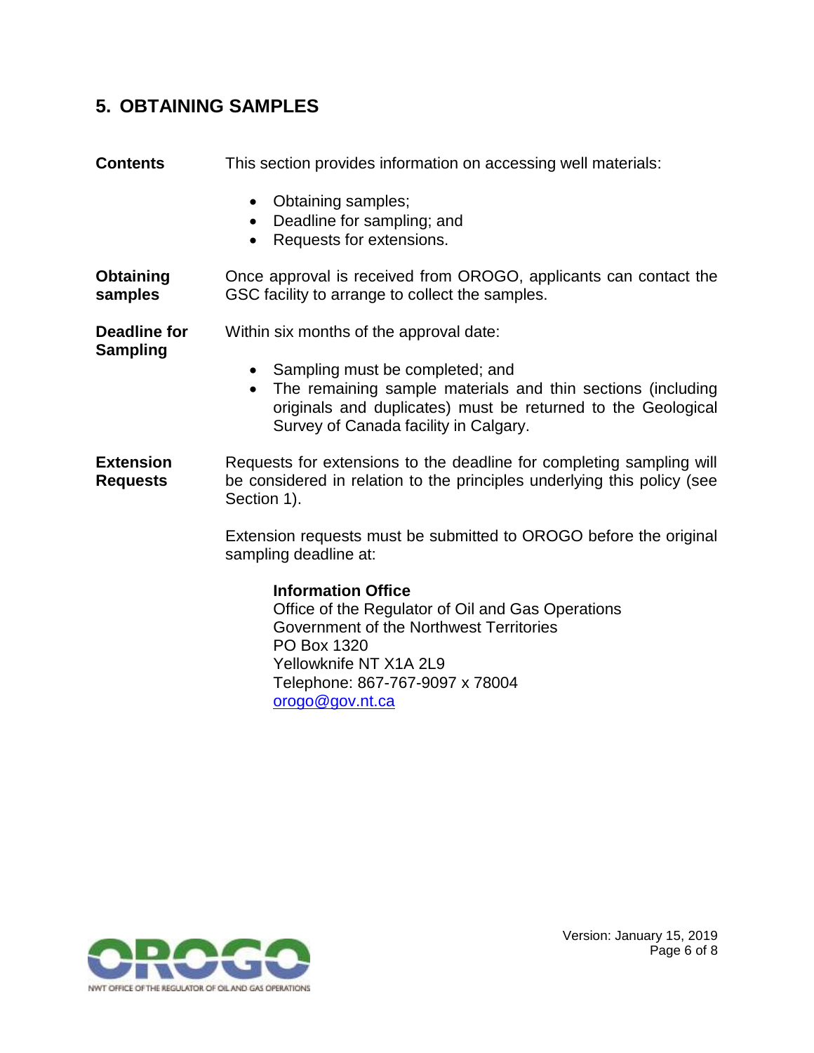## 5. OBTAINING SAMPLES

**Contents**

This section provides information on accessing well materials:

- Obtaining samples;
- Deadline for sampling; and
- Requests for extensions.

**Obtaining samples**

Once approval is received from OROGO, applicants can contact the GSC facility to arrange to collect the samples.

**Deadline for Sampling**

Within six months of the approval date:

- Sampling must be completed; and
- The remaining sample materials and thin sections (including originals and duplicates) must be returned to the Geological Survey of Canada facility in Calgary.

**Extension Requests**

Requests for extensions to the deadline for completing sampling will be considered in relation to the principles underlying this policy (see Section 1).

Extension requests must be submitted to OROGO before the original sampling deadline at:

> **Information Office**
> Office of the Regulator of Oil and Gas Operations
> Government of the Northwest Territories
> PO Box 1320
> Yellowknife NT X1A 2L9
> Telephone: 867-767-9097 x 78004
> orogo@gov.nt.ca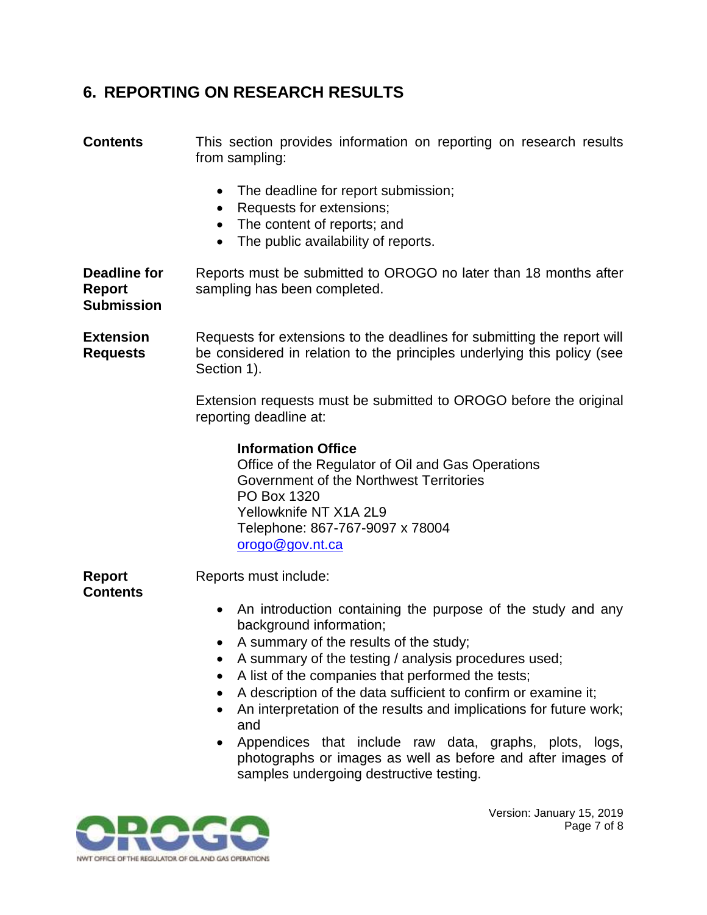## 6. REPORTING ON RESEARCH RESULTS

**Contents**

This section provides information on reporting on research results from sampling:

- The deadline for report submission;
- Requests for extensions;
- The content of reports; and
- The public availability of reports.

**Deadline for Report Submission**

Reports must be submitted to OROGO no later than 18 months after sampling has been completed.

**Extension Requests**

Requests for extensions to the deadlines for submitting the report will be considered in relation to the principles underlying this policy (see Section 1).

Extension requests must be submitted to OROGO before the original reporting deadline at:

> **Information Office**
> Office of the Regulator of Oil and Gas Operations
> Government of the Northwest Territories
> PO Box 1320
> Yellowknife NT X1A 2L9
> Telephone: 867-767-9097 x 78004
> orogo@gov.nt.ca

**Report Contents**

Reports must include:

- An introduction containing the purpose of the study and any background information;
- A summary of the results of the study;
- A summary of the testing / analysis procedures used;
- A list of the companies that performed the tests;
- A description of the data sufficient to confirm or examine it;
- An interpretation of the results and implications for future work; and
- Appendices that include raw data, graphs, plots, logs, photographs or images as well as before and after images of samples undergoing destructive testing.

Version: January 15, 2019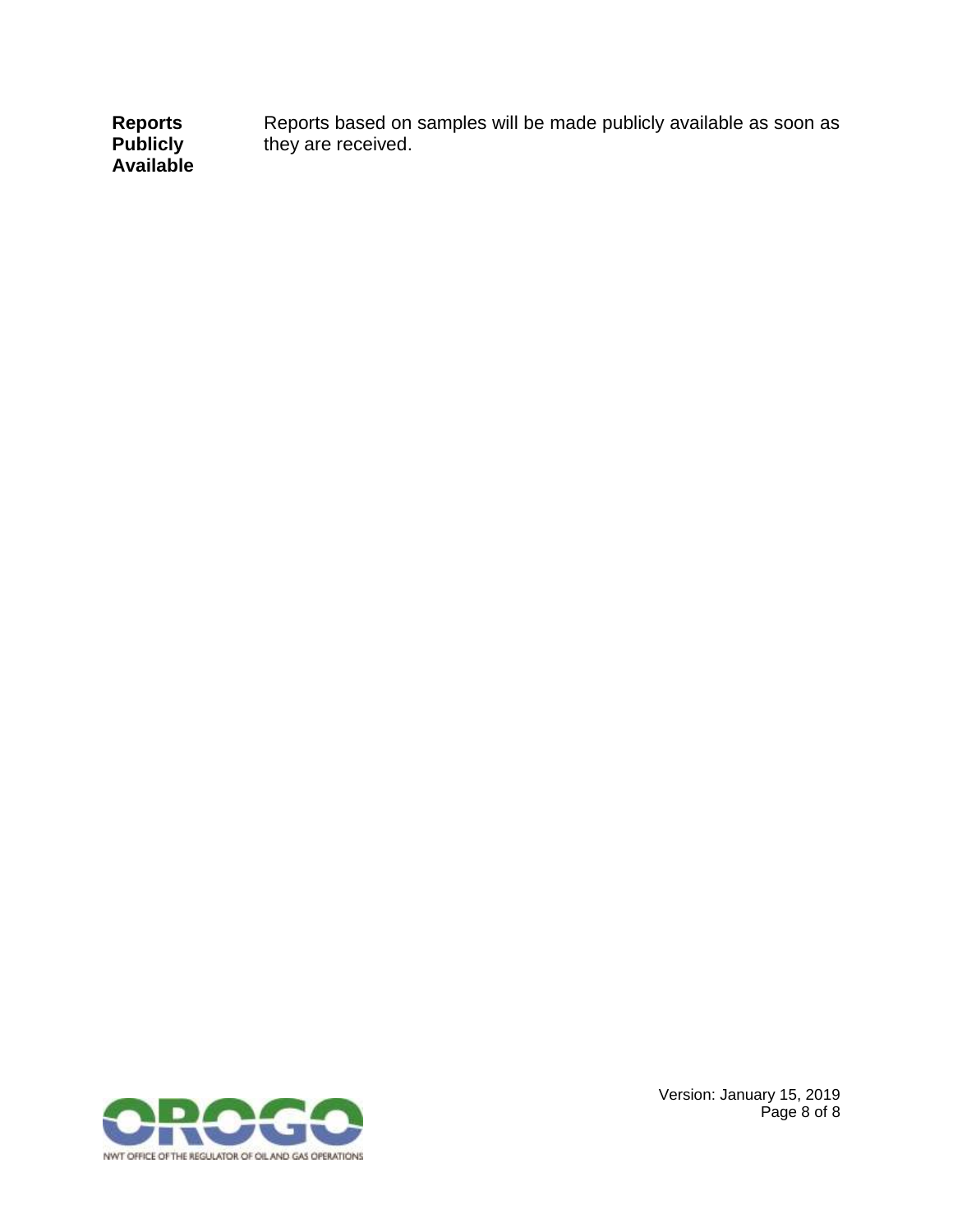**Reports Publicly Available**

Reports based on samples will be made publicly available as soon as they are received.